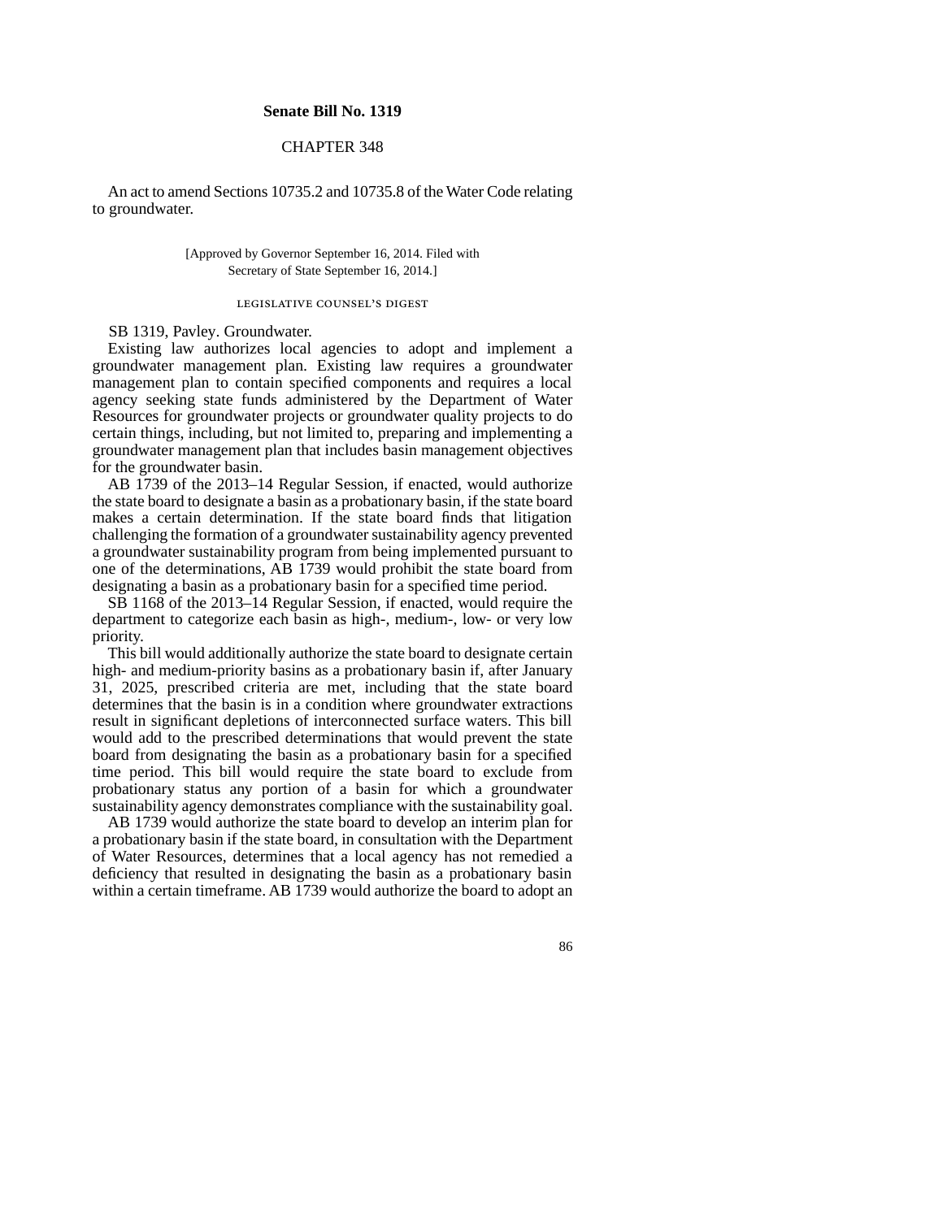## Senate Bill No. 1319

### CHAPTER 348

An act to amend Sections 10735.2 and 10735.8 of the Water Code relating to groundwater.

[Approved by Governor September 16, 2014. Filed with Secretary of State September 16, 2014.]

LEGISLATIVE COUNSEL'S DIGEST

SB 1319, Pavley. Groundwater.

Existing law authorizes local agencies to adopt and implement a groundwater management plan. Existing law requires a groundwater management plan to contain specified components and requires a local agency seeking state funds administered by the Department of Water Resources for groundwater projects or groundwater quality projects to do certain things, including, but not limited to, preparing and implementing a groundwater management plan that includes basin management objectives for the groundwater basin.

AB 1739 of the 2013–14 Regular Session, if enacted, would authorize the state board to designate a basin as a probationary basin, if the state board makes a certain determination. If the state board finds that litigation challenging the formation of a groundwater sustainability agency prevented a groundwater sustainability program from being implemented pursuant to one of the determinations, AB 1739 would prohibit the state board from designating a basin as a probationary basin for a specified time period.

SB 1168 of the 2013–14 Regular Session, if enacted, would require the department to categorize each basin as high-, medium-, low- or very low priority.

This bill would additionally authorize the state board to designate certain high- and medium-priority basins as a probationary basin if, after January 31, 2025, prescribed criteria are met, including that the state board determines that the basin is in a condition where groundwater extractions result in significant depletions of interconnected surface waters. This bill would add to the prescribed determinations that would prevent the state board from designating the basin as a probationary basin for a specified time period. This bill would require the state board to exclude from probationary status any portion of a basin for which a groundwater sustainability agency demonstrates compliance with the sustainability goal.

AB 1739 would authorize the state board to develop an interim plan for a probationary basin if the state board, in consultation with the Department of Water Resources, determines that a local agency has not remedied a deficiency that resulted in designating the basin as a probationary basin within a certain timeframe. AB 1739 would authorize the board to adopt an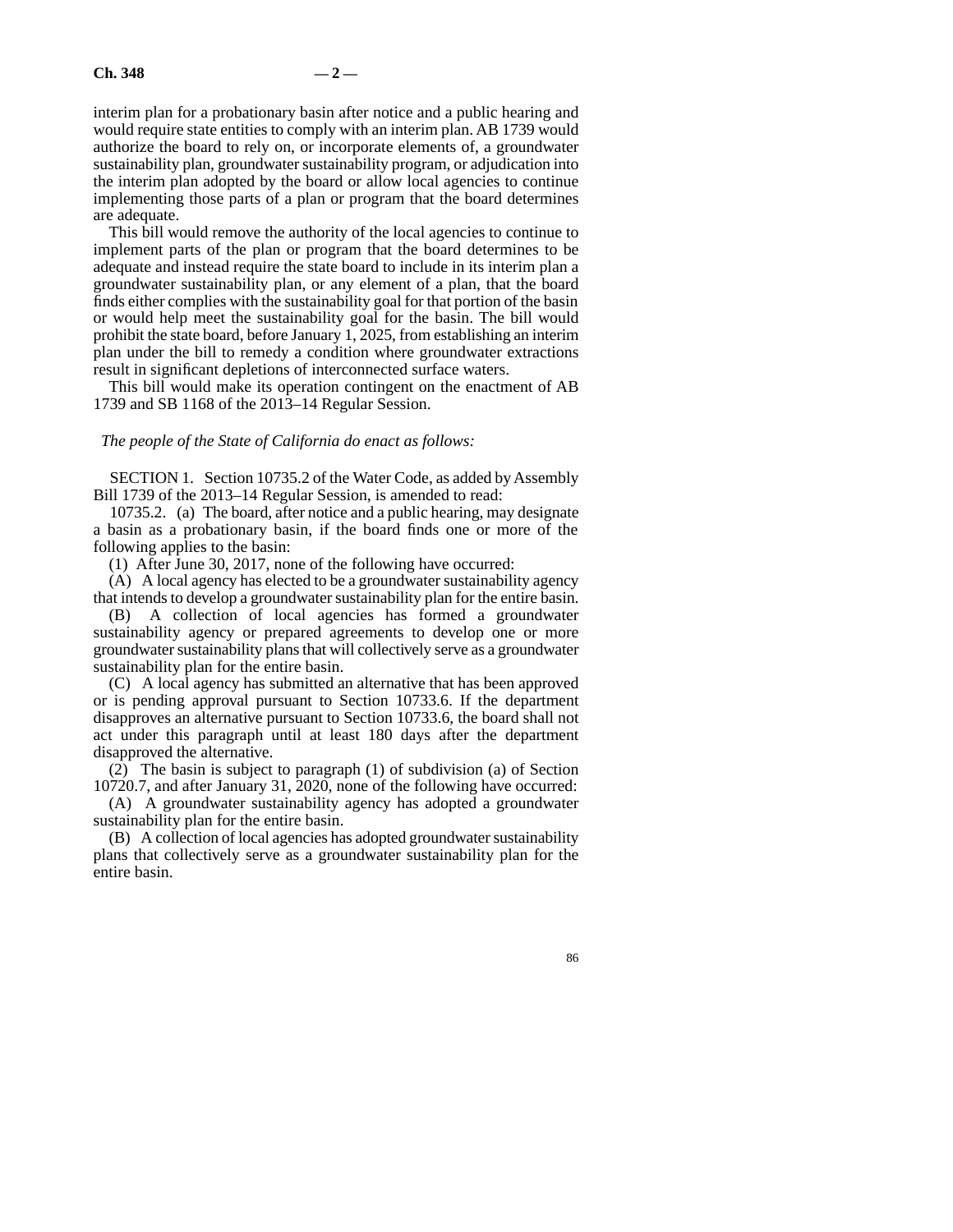interim plan for a probationary basin after notice and a public hearing and would require state entities to comply with an interim plan. AB 1739 would authorize the board to rely on, or incorporate elements of, a groundwater sustainability plan, groundwater sustainability program, or adjudication into the interim plan adopted by the board or allow local agencies to continue implementing those parts of a plan or program that the board determines are adequate.

This bill would remove the authority of the local agencies to continue to implement parts of the plan or program that the board determines to be adequate and instead require the state board to include in its interim plan a groundwater sustainability plan, or any element of a plan, that the board finds either complies with the sustainability goal for that portion of the basin or would help meet the sustainability goal for the basin. The bill would prohibit the state board, before January 1, 2025, from establishing an interim plan under the bill to remedy a condition where groundwater extractions result in significant depletions of interconnected surface waters.

This bill would make its operation contingent on the enactment of AB 1739 and SB 1168 of the 2013–14 Regular Session.

*The people of the State of California do enact as follows:*

SECTION 1. Section 10735.2 of the Water Code, as added by Assembly Bill 1739 of the 2013–14 Regular Session, is amended to read:

10735.2. (a) The board, after notice and a public hearing, may designate a basin as a probationary basin, if the board finds one or more of the following applies to the basin:

(1) After June 30, 2017, none of the following have occurred:

(A) A local agency has elected to be a groundwater sustainability agency that intends to develop a groundwater sustainability plan for the entire basin.

(B) A collection of local agencies has formed a groundwater sustainability agency or prepared agreements to develop one or more groundwater sustainability plans that will collectively serve as a groundwater sustainability plan for the entire basin.

(C) A local agency has submitted an alternative that has been approved or is pending approval pursuant to Section 10733.6. If the department disapproves an alternative pursuant to Section 10733.6, the board shall not act under this paragraph until at least 180 days after the department disapproved the alternative.

(2) The basin is subject to paragraph (1) of subdivision (a) of Section 10720.7, and after January 31, 2020, none of the following have occurred:

(A) A groundwater sustainability agency has adopted a groundwater sustainability plan for the entire basin.

(B) A collection of local agencies has adopted groundwater sustainability plans that collectively serve as a groundwater sustainability plan for the entire basin.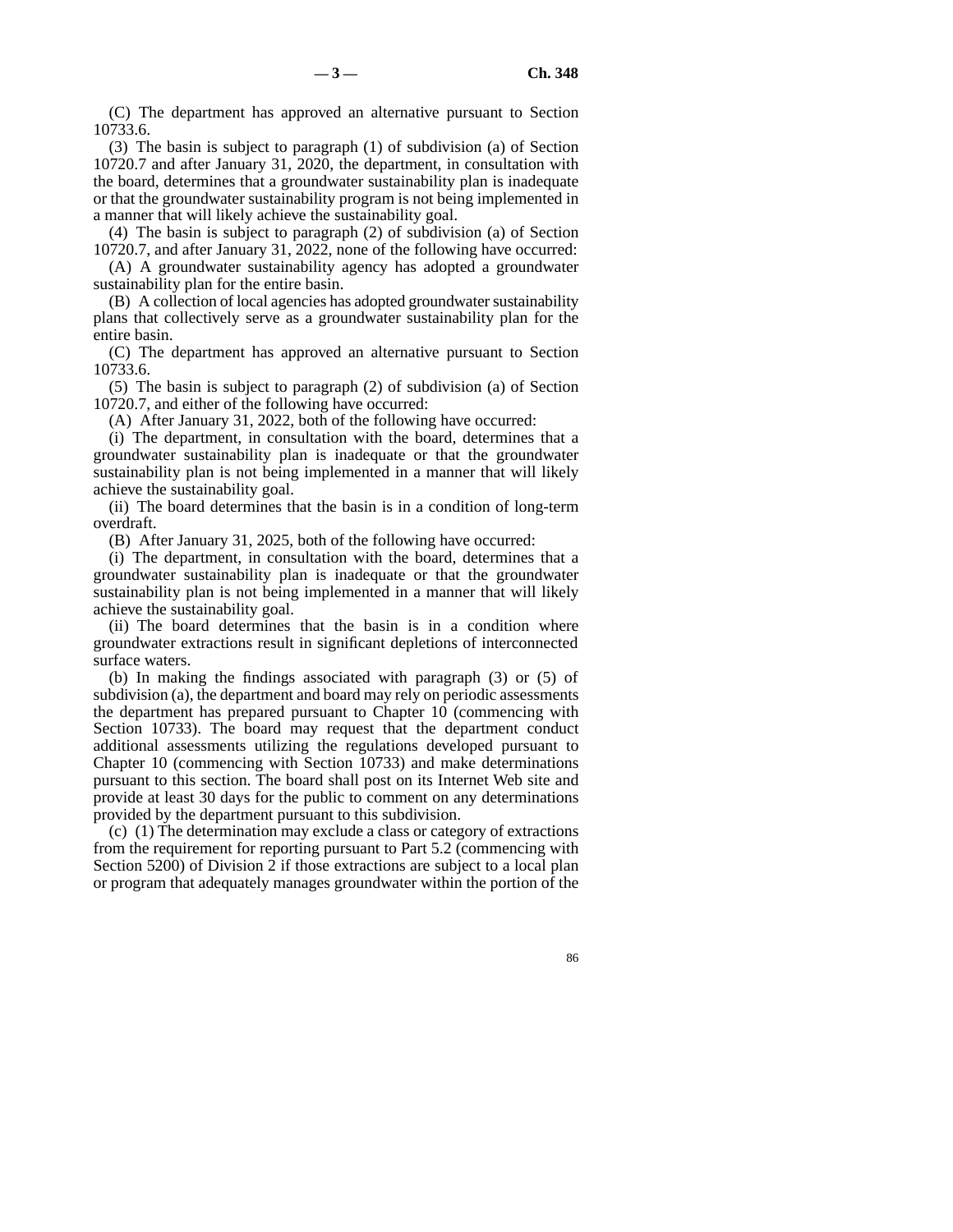(C) The department has approved an alternative pursuant to Section 10733.6.

(3) The basin is subject to paragraph (1) of subdivision (a) of Section 10720.7 and after January 31, 2020, the department, in consultation with the board, determines that a groundwater sustainability plan is inadequate or that the groundwater sustainability program is not being implemented in a manner that will likely achieve the sustainability goal.

(4) The basin is subject to paragraph (2) of subdivision (a) of Section 10720.7, and after January 31, 2022, none of the following have occurred:

(A) A groundwater sustainability agency has adopted a groundwater sustainability plan for the entire basin.

(B) A collection of local agencies has adopted groundwater sustainability plans that collectively serve as a groundwater sustainability plan for the entire basin.

(C) The department has approved an alternative pursuant to Section 10733.6.

(5) The basin is subject to paragraph (2) of subdivision (a) of Section 10720.7, and either of the following have occurred:

(A) After January 31, 2022, both of the following have occurred:

(i) The department, in consultation with the board, determines that a groundwater sustainability plan is inadequate or that the groundwater sustainability plan is not being implemented in a manner that will likely achieve the sustainability goal.

(ii) The board determines that the basin is in a condition of long-term overdraft.

(B) After January 31, 2025, both of the following have occurred:

(i) The department, in consultation with the board, determines that a groundwater sustainability plan is inadequate or that the groundwater sustainability plan is not being implemented in a manner that will likely achieve the sustainability goal.

(ii) The board determines that the basin is in a condition where groundwater extractions result in significant depletions of interconnected surface waters.

(b) In making the findings associated with paragraph (3) or (5) of subdivision (a), the department and board may rely on periodic assessments the department has prepared pursuant to Chapter 10 (commencing with Section 10733). The board may request that the department conduct additional assessments utilizing the regulations developed pursuant to Chapter 10 (commencing with Section 10733) and make determinations pursuant to this section. The board shall post on its Internet Web site and provide at least 30 days for the public to comment on any determinations provided by the department pursuant to this subdivision.

(c) (1) The determination may exclude a class or category of extractions from the requirement for reporting pursuant to Part 5.2 (commencing with Section 5200) of Division 2 if those extractions are subject to a local plan or program that adequately manages groundwater within the portion of the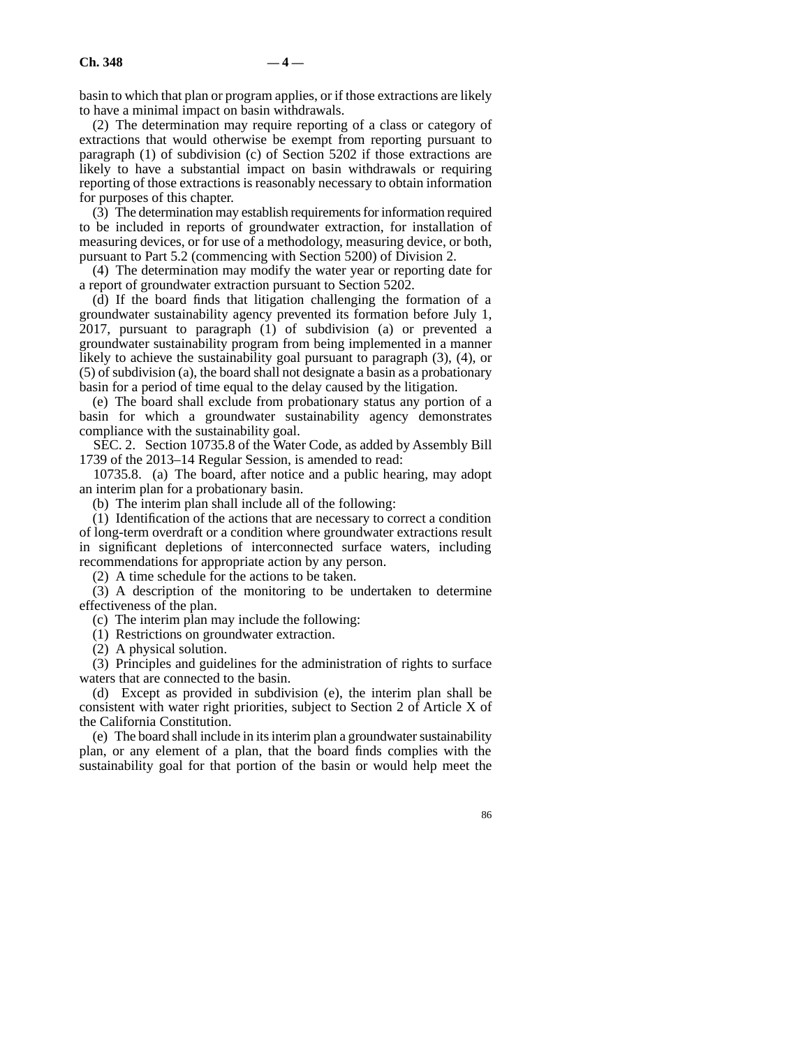basin to which that plan or program applies, or if those extractions are likely to have a minimal impact on basin withdrawals.

(2) The determination may require reporting of a class or category of extractions that would otherwise be exempt from reporting pursuant to paragraph (1) of subdivision (c) of Section 5202 if those extractions are likely to have a substantial impact on basin withdrawals or requiring reporting of those extractions is reasonably necessary to obtain information for purposes of this chapter.

(3) The determination may establish requirements for information required to be included in reports of groundwater extraction, for installation of measuring devices, or for use of a methodology, measuring device, or both, pursuant to Part 5.2 (commencing with Section 5200) of Division 2.

(4) The determination may modify the water year or reporting date for a report of groundwater extraction pursuant to Section 5202.

(d) If the board finds that litigation challenging the formation of a groundwater sustainability agency prevented its formation before July 1, 2017, pursuant to paragraph (1) of subdivision (a) or prevented a groundwater sustainability program from being implemented in a manner likely to achieve the sustainability goal pursuant to paragraph (3), (4), or (5) of subdivision (a), the board shall not designate a basin as a probationary basin for a period of time equal to the delay caused by the litigation.

(e) The board shall exclude from probationary status any portion of a basin for which a groundwater sustainability agency demonstrates compliance with the sustainability goal.

SEC. 2. Section 10735.8 of the Water Code, as added by Assembly Bill 1739 of the 2013–14 Regular Session, is amended to read:

10735.8. (a) The board, after notice and a public hearing, may adopt an interim plan for a probationary basin.

(b) The interim plan shall include all of the following:

(1) Identification of the actions that are necessary to correct a condition of long-term overdraft or a condition where groundwater extractions result in significant depletions of interconnected surface waters, including recommendations for appropriate action by any person.

(2) A time schedule for the actions to be taken.

(3) A description of the monitoring to be undertaken to determine effectiveness of the plan.

(c) The interim plan may include the following:

(1) Restrictions on groundwater extraction.

(2) A physical solution.

(3) Principles and guidelines for the administration of rights to surface waters that are connected to the basin.

(d) Except as provided in subdivision (e), the interim plan shall be consistent with water right priorities, subject to Section 2 of Article X of the California Constitution.

(e) The board shall include in its interim plan a groundwater sustainability plan, or any element of a plan, that the board finds complies with the sustainability goal for that portion of the basin or would help meet the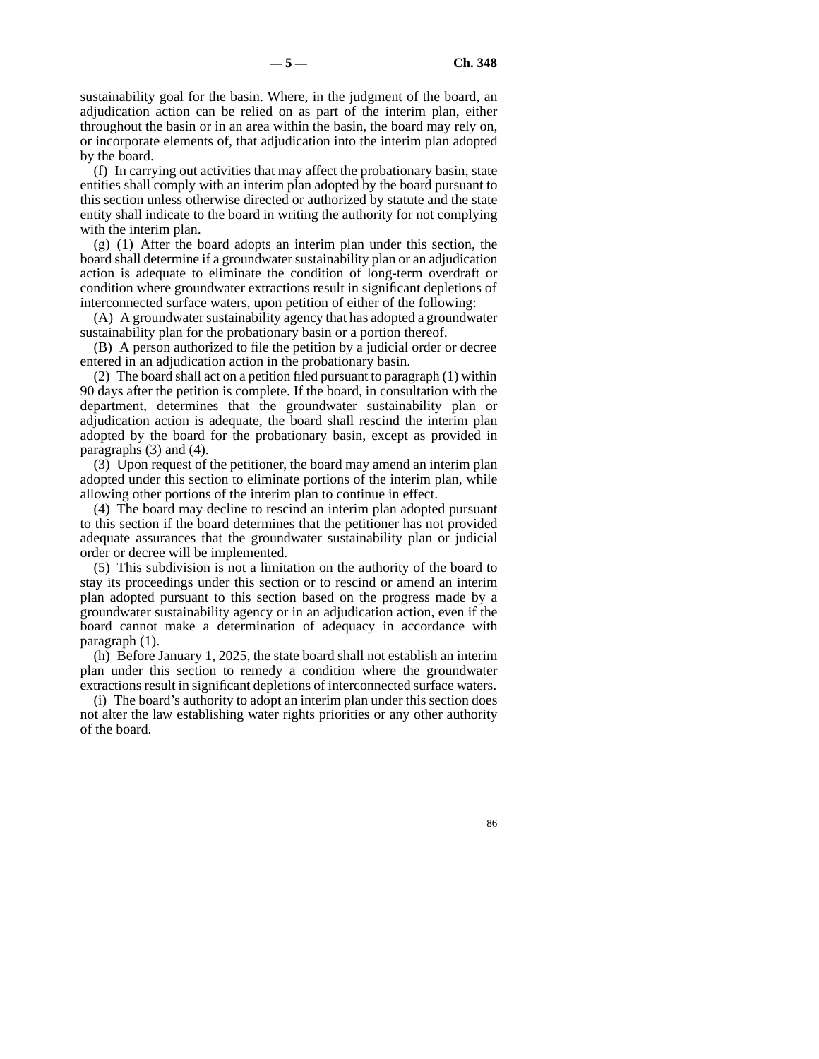sustainability goal for the basin. Where, in the judgment of the board, an adjudication action can be relied on as part of the interim plan, either throughout the basin or in an area within the basin, the board may rely on, or incorporate elements of, that adjudication into the interim plan adopted by the board.

(f) In carrying out activities that may affect the probationary basin, state entities shall comply with an interim plan adopted by the board pursuant to this section unless otherwise directed or authorized by statute and the state entity shall indicate to the board in writing the authority for not complying with the interim plan.

(g) (1) After the board adopts an interim plan under this section, the board shall determine if a groundwater sustainability plan or an adjudication action is adequate to eliminate the condition of long-term overdraft or condition where groundwater extractions result in significant depletions of interconnected surface waters, upon petition of either of the following:

(A) A groundwater sustainability agency that has adopted a groundwater sustainability plan for the probationary basin or a portion thereof.

(B) A person authorized to file the petition by a judicial order or decree entered in an adjudication action in the probationary basin.

(2) The board shall act on a petition filed pursuant to paragraph (1) within 90 days after the petition is complete. If the board, in consultation with the department, determines that the groundwater sustainability plan or adjudication action is adequate, the board shall rescind the interim plan adopted by the board for the probationary basin, except as provided in paragraphs (3) and (4).

(3) Upon request of the petitioner, the board may amend an interim plan adopted under this section to eliminate portions of the interim plan, while allowing other portions of the interim plan to continue in effect.

(4) The board may decline to rescind an interim plan adopted pursuant to this section if the board determines that the petitioner has not provided adequate assurances that the groundwater sustainability plan or judicial order or decree will be implemented.

(5) This subdivision is not a limitation on the authority of the board to stay its proceedings under this section or to rescind or amend an interim plan adopted pursuant to this section based on the progress made by a groundwater sustainability agency or in an adjudication action, even if the board cannot make a determination of adequacy in accordance with paragraph (1).

(h) Before January 1, 2025, the state board shall not establish an interim plan under this section to remedy a condition where the groundwater extractions result in significant depletions of interconnected surface waters.

(i) The board's authority to adopt an interim plan under this section does not alter the law establishing water rights priorities or any other authority of the board.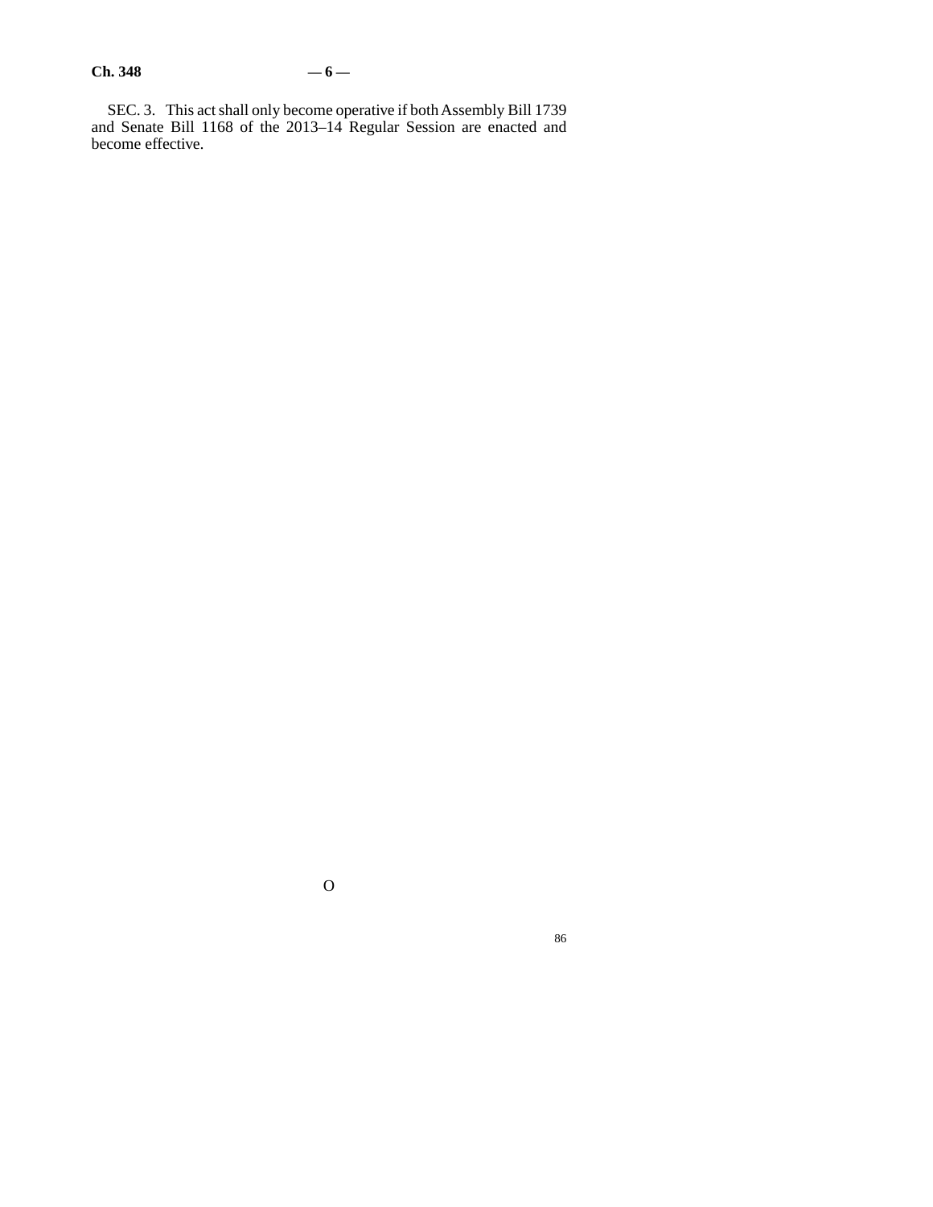SEC. 3. This act shall only become operative if both Assembly Bill 1739 and Senate Bill 1168 of the 2013–14 Regular Session are enacted and become effective.

O